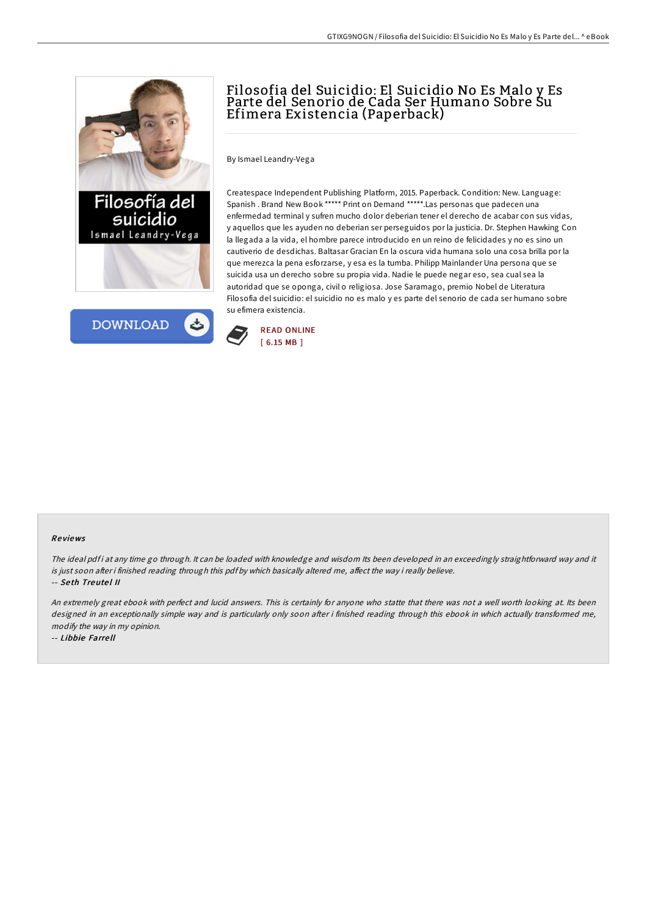# Filosofia del Suicidio: El Suicidio No Es Malo y Es Parte del Senorio de Cada Ser Humano Sobre Su Efimera Existencia (Paperback)

By Ismael Leandry-Vega

Createspace Independent Publishing Platform, 2015. Paperback. Condition: New. Language: Spanish . Brand New Book ***** Print on Demand *****.Las personas que padecen una enfermedad terminal y sufren mucho dolor deberian tener el derecho de acabar con sus vidas, y aquellos que les ayuden no deberian ser perseguidos por la justicia. Dr. Stephen Hawking Con la llegada a la vida, el hombre parece introducido en un reino de felicidades y no es sino un cautiverio de desdichas. Baltasar Gracian En la oscura vida humana solo una cosa brilla por la que merezca la pena esforzarse, y esa es la tumba. Philipp Mainlander Una persona que se suicida usa un derecho sobre su propia vida. Nadie le puede negar eso, sea cual sea la autoridad que se oponga, civil o religiosa. Jose Saramago, premio Nobel de Literatura Filosofia del suicidio: el suicidio no es malo y es parte del senorio de cada ser humano sobre su efimera existencia.

DOWNLOAD

READ ONLINE
[ 6.15 MB ]

## Reviews

*The ideal pdf i at any time go through. It can be loaded with knowledge and wisdom Its been developed in an exceedingly straightforward way and it is just soon after i finished reading through this pdf by which basically altered me, affect the way i really believe.*

*-- **Seth Treutel II***

*An extremely great ebook with perfect and lucid answers. This is certainly for anyone who statte that there was not a well worth looking at. Its been designed in an exceptionally simple way and is particularly only soon after i finished reading through this ebook in which actually transformed me, modify the way in my opinion.*

*-- **Libbie Farrell***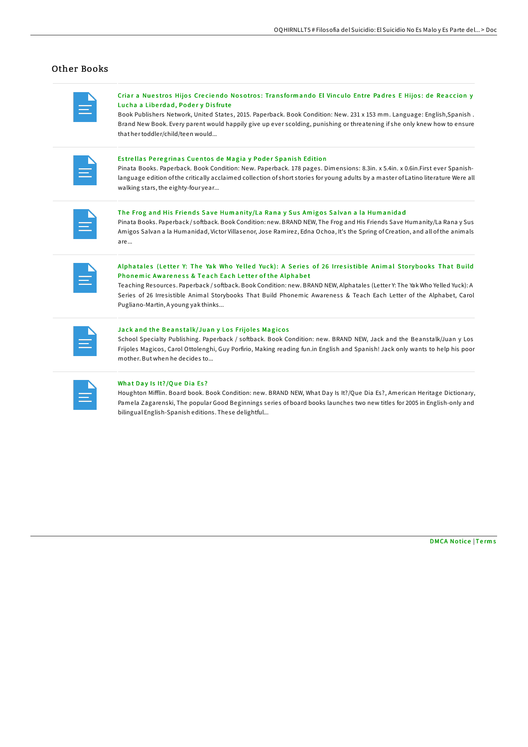## Other Books

### Criar a Nuestros Hijos Creciendo Nosotros: Transformando El Vinculo Entre Padres E Hijos: de Reaccion y Lucha a Liberdad, Poder y Disfrute

Book Publishers Network, United States, 2015. Paperback. Book Condition: New. 231 x 153 mm. Language: English,Spanish . Brand New Book. Every parent would happily give up ever scolding, punishing or threatening if she only knew how to ensure that her toddler/child/teen would...

### Estrellas Peregrinas Cuentos de Magia y Poder Spanish Edition

Pinata Books. Paperback. Book Condition: New. Paperback. 178 pages. Dimensions: 8.3in. x 5.4in. x 0.6in.First ever Spanish-language edition of the critically acclaimed collection of short stories for young adults by a master of Latino literature Were all walking stars, the eighty-four year...

### The Frog and His Friends Save Humanity/La Rana y Sus Amigos Salvan a la Humanidad

Pinata Books. Paperback / softback. Book Condition: new. BRAND NEW, The Frog and His Friends Save Humanity/La Rana y Sus Amigos Salvan a la Humanidad, Victor Villasenor, Jose Ramirez, Edna Ochoa, It's the Spring of Creation, and all of the animals are...

### Alphatales (Letter Y: The Yak Who Yelled Yuck): A Series of 26 Irresistible Animal Storybooks That Build Phonemic Awareness & Teach Each Letter of the Alphabet

Teaching Resources. Paperback / softback. Book Condition: new. BRAND NEW, Alphatales (Letter Y: The Yak Who Yelled Yuck): A Series of 26 Irresistible Animal Storybooks That Build Phonemic Awareness & Teach Each Letter of the Alphabet, Carol Pugliano-Martin, A young yak thinks...

### Jack and the Beanstalk/Juan y Los Frijoles Magicos

School Specialty Publishing. Paperback / softback. Book Condition: new. BRAND NEW, Jack and the Beanstalk/Juan y Los Frijoles Magicos, Carol Ottolenghi, Guy Porfirio, Making reading fun.in English and Spanish! Jack only wants to help his poor mother. But when he decides to...

### What Day Is It?/Que Dia Es?

Houghton Mifflin. Board book. Book Condition: new. BRAND NEW, What Day Is It?/Que Dia Es?, American Heritage Dictionary, Pamela Zagarenski, The popular Good Beginnings series of board books launches two new titles for 2005 in English-only and bilingual English-Spanish editions. These delightful...